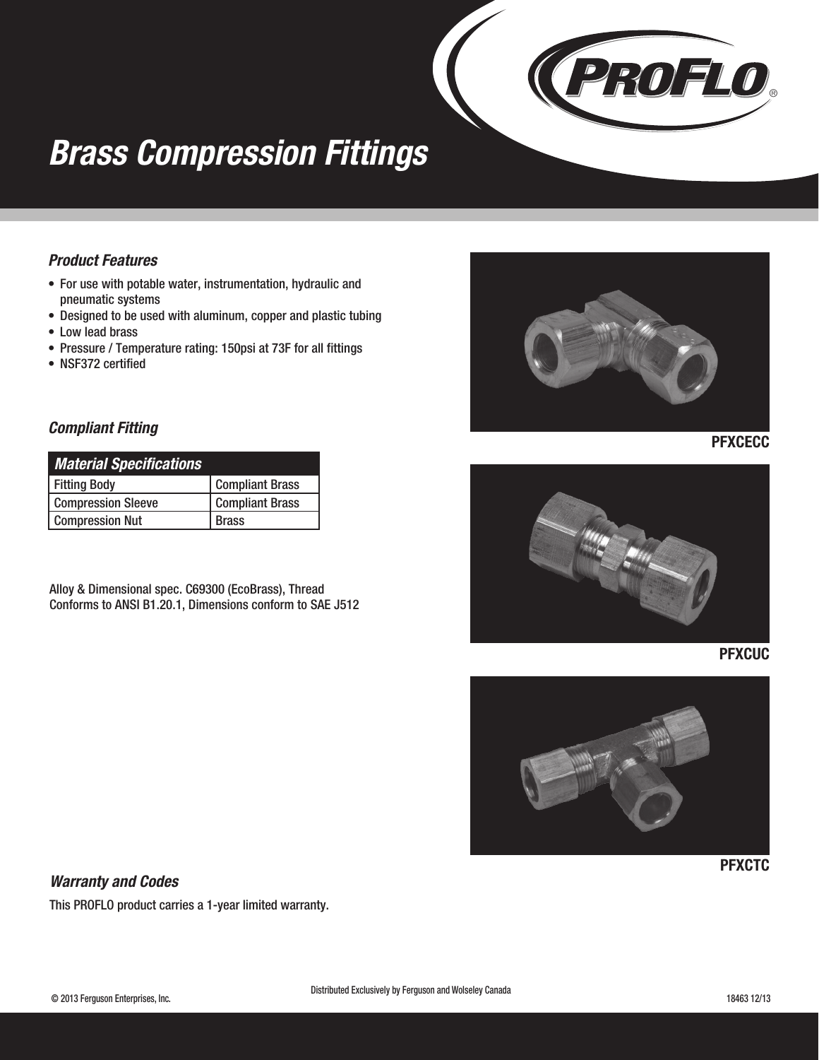# Brass Compression Fittings

### Product Features

- For use with potable water, instrumentation, hydraulic and pneumatic systems
- Designed to be used with aluminum, copper and plastic tubing
- Low lead brass
- Pressure / Temperature rating: 150psi at 73F for all fittings
- NSF372 certified

### Compliant Fitting

| Material Specifications | |
|---|---|
| Fitting Body | Compliant Brass |
| Compression Sleeve | Compliant Brass |
| Compression Nut | Brass |

Alloy & Dimensional spec. C69300 (EcoBrass), Thread Conforms to ANSI B1.20.1, Dimensions conform to SAE J512

PFXCECC

PFXCUC

PFXCTC

### Warranty and Codes

This PROFLO product carries a 1-year limited warranty.

© 2013 Ferguson Enterprises, Inc.

Distributed Exclusively by Ferguson and Wolseley Canada

18463 12/13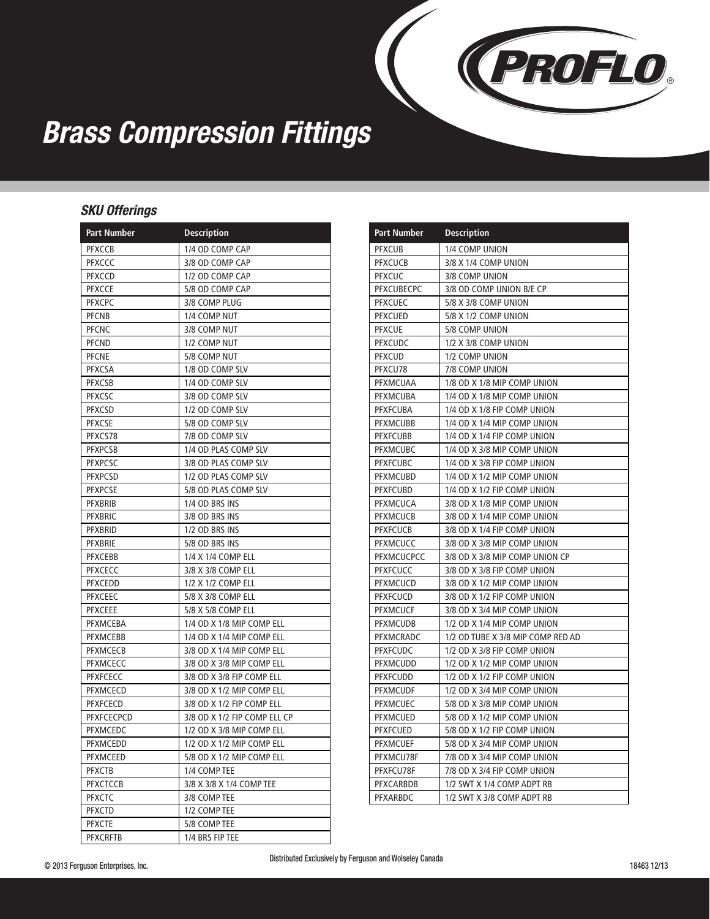# Brass Compression Fittings

PROFLO®

### SKU Offerings

| Part Number | Description |
|---|---|
| PFXCCB | 1/4 OD COMP CAP |
| PFXCCC | 3/8 OD COMP CAP |
| PFXCCD | 1/2 OD COMP CAP |
| PFXCCE | 5/8 OD COMP CAP |
| PFXCPC | 3/8 COMP PLUG |
| PFCNB | 1/4 COMP NUT |
| PFCNC | 3/8 COMP NUT |
| PFCND | 1/2 COMP NUT |
| PFCNE | 5/8 COMP NUT |
| PFXCSA | 1/8 OD COMP SLV |
| PFXCSB | 1/4 OD COMP SLV |
| PFXCSC | 3/8 OD COMP SLV |
| PFXCSD | 1/2 OD COMP SLV |
| PFXCSE | 5/8 OD COMP SLV |
| PFXCS78 | 7/8 OD COMP SLV |
| PFXPCSB | 1/4 OD PLAS COMP SLV |
| PFXPCSC | 3/8 OD PLAS COMP SLV |
| PFXPCSD | 1/2 OD PLAS COMP SLV |
| PFXPCSE | 5/8 OD PLAS COMP SLV |
| PFXBRIB | 1/4 OD BRS INS |
| PFXBRIC | 3/8 OD BRS INS |
| PFXBRID | 1/2 OD BRS INS |
| PFXBRIE | 5/8 OD BRS INS |
| PFXCEBB | 1/4 X 1/4 COMP ELL |
| PFXCECC | 3/8 X 3/8 COMP ELL |
| PFXCEDD | 1/2 X 1/2 COMP ELL |
| PFXCEEC | 5/8 X 3/8 COMP ELL |
| PFXCEEE | 5/8 X 5/8 COMP ELL |
| PFXMCEBA | 1/4 OD X 1/8 MIP COMP ELL |
| PFXMCEBB | 1/4 OD X 1/4 MIP COMP ELL |
| PFXMCECB | 3/8 OD X 1/4 MIP COMP ELL |
| PFXMCECC | 3/8 OD X 3/8 MIP COMP ELL |
| PFXFCECC | 3/8 OD X 3/8 FIP COMP ELL |
| PFXMCECD | 3/8 OD X 1/2 MIP COMP ELL |
| PFXFCECD | 3/8 OD X 1/2 FIP COMP ELL |
| PFXFCECPCD | 3/8 OD X 1/2 FIP COMP ELL CP |
| PFXMCEDC | 1/2 OD X 3/8 MIP COMP ELL |
| PFXMCEDD | 1/2 OD X 1/2 MIP COMP ELL |
| PFXMCEED | 5/8 OD X 1/2 MIP COMP ELL |
| PFXCTB | 1/4 COMP TEE |
| PFXCTCCB | 3/8 X 3/8 X 1/4 COMP TEE |
| PFXCTC | 3/8 COMP TEE |
| PFXCTD | 1/2 COMP TEE |
| PFXCTE | 5/8 COMP TEE |
| PFXCRFTB | 1/4 BRS FIP TEE |
| PFXCUB | 1/4 COMP UNION |
| PFXCUCB | 3/8 X 1/4 COMP UNION |
| PFXCUC | 3/8 COMP UNION |
| PFXCUBECPC | 3/8 OD COMP UNION B/E CP |
| PFXCUEC | 5/8 X 3/8 COMP UNION |
| PFXCUED | 5/8 X 1/2 COMP UNION |
| PFXCUE | 5/8 COMP UNION |
| PFXCUDC | 1/2 X 3/8 COMP UNION |
| PFXCUD | 1/2 COMP UNION |
| PFXCU78 | 7/8 COMP UNION |
| PFXMCUAA | 1/8 OD X 1/8 MIP COMP UNION |
| PFXMCUBA | 1/4 OD X 1/8 MIP COMP UNION |
| PFXFCUBA | 1/4 OD X 1/8 FIP COMP UNION |
| PFXMCUBB | 1/4 OD X 1/4 MIP COMP UNION |
| PFXFCUBB | 1/4 OD X 1/4 FIP COMP UNION |
| PFXMCUBC | 1/4 OD X 3/8 MIP COMP UNION |
| PFXFCUBC | 1/4 OD X 3/8 FIP COMP UNION |
| PFXMCUBD | 1/4 OD X 1/2 MIP COMP UNION |
| PFXFCUBD | 1/4 OD X 1/2 FIP COMP UNION |
| PFXMCUCA | 3/8 OD X 1/8 MIP COMP UNION |
| PFXMCUCB | 3/8 OD X 1/4 MIP COMP UNION |
| PFXFCUCB | 3/8 OD X 1/4 FIP COMP UNION |
| PFXMCUCC | 3/8 OD X 3/8 MIP COMP UNION |
| PFXMCUCPCC | 3/8 OD X 3/8 MIP COMP UNION CP |
| PFXFCUCC | 3/8 OD X 3/8 FIP COMP UNION |
| PFXMCUCD | 3/8 OD X 1/2 MIP COMP UNION |
| PFXFCUCD | 3/8 OD X 1/2 FIP COMP UNION |
| PFXMCUCF | 3/8 OD X 3/4 MIP COMP UNION |
| PFXMCUDB | 1/2 OD X 1/4 MIP COMP UNION |
| PFXMCRADC | 1/2 OD TUBE X 3/8 MIP COMP RED AD |
| PFXFCUDC | 1/2 OD X 3/8 FIP COMP UNION |
| PFXMCUDD | 1/2 OD X 1/2 MIP COMP UNION |
| PFXFCUDD | 1/2 OD X 1/2 FIP COMP UNION |
| PFXMCUDF | 1/2 OD X 3/4 MIP COMP UNION |
| PFXMCUEC | 5/8 OD X 3/8 MIP COMP UNION |
| PFXMCUED | 5/8 OD X 1/2 MIP COMP UNION |
| PFXFCUED | 5/8 OD X 1/2 FIP COMP UNION |
| PFXMCUEF | 5/8 OD X 3/4 MIP COMP UNION |
| PFXMCU78F | 7/8 OD X 3/4 MIP COMP UNION |
| PFXFCU78F | 7/8 OD X 3/4 FIP COMP UNION |
| PFXCARBDB | 1/2 SWT X 1/4 COMP ADPT RB |
| PFXARBDC | 1/2 SWT X 3/8 COMP ADPT RB |

© 2013 Ferguson Enterprises, Inc.

Distributed Exclusively by Ferguson and Wolseley Canada

18463 12/13